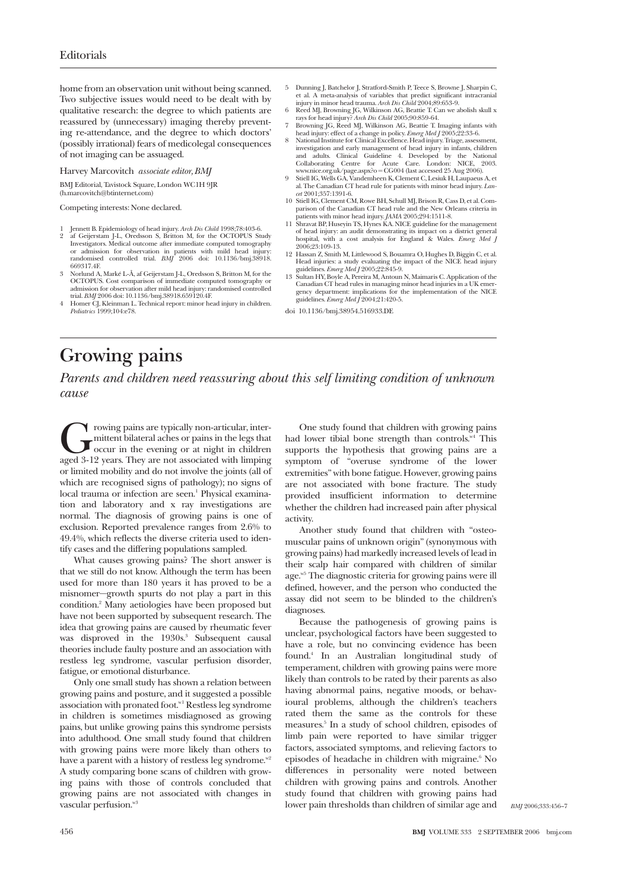home from an observation unit without being scanned. Two subjective issues would need to be dealt with by qualitative research: the degree to which patients are reassured by (unnecessary) imaging thereby preventing re-attendance, and the degree to which doctors' (possibly irrational) fears of medicolegal consequences of not imaging can be assuaged.

Harvey Marcovitch *associate editor, BMJ*

BMJ Editorial, Tavistock Square, London WC1H 9JR (h.marcovitch@btinternet.com)

Competing interests: None declared.

1. Jennett B. Epidemiology of head injury. *Arch Dis Child* 1998;78:403-6.
2. af Geijerstam J-L, Oredsson S, Britton M, for the OCTOPUS Study Investigators. Medical outcome after immediate computed tomography or admission for observation in patients with mild head injury: randomised controlled trial. *BMJ* 2006 doi: 10.1136/bmj.38918.669317.4F.
3. Norlund A, Marké L-Å, af Geijerstam J-L, Oredsson S, Britton M, for the OCTOPUS. Cost comparison of immediate computed tomography or admission for observation after mild head injury: randomised controlled trial. *BMJ* 2006 doi: 10.1136/bmj.38918.659120.4F.
4. Homer CJ, Kleinman L. Technical report: minor head injury in children. *Pediatrics* 1999;104:e78.
5. Dunning J, Batchelor J, Stratford-Smith P, Teece S, Browne J, Sharpin C, et al. A meta-analysis of variables that predict significant intracranial injury in minor head trauma. *Arch Dis Child* 2004;89:653-9.
6. Reed MJ, Browning JG, Wilkinson AG, Beattie T. Can we abolish skull x rays for head injury? *Arch Dis Child* 2005;90:859-64.
7. Browning JG, Reed MJ, Wilkinson AG, Beattie T. Imaging infants with head injury: effect of a change in policy. *Emerg Med J* 2005;22:33-6.
8. National Institute for Clinical Excellence. Head injury. Triage, assessment, investigation and early management of head injury in infants, children and adults. Clinical Guideline 4. Developed by the National Collaborating Centre for Acute Care. London: NICE, 2003. www.nice.org.uk/page.aspx?o=CG004 (last accessed 25 Aug 2006).
9. Stiell IG, Wells GA, Vandemheen K, Clement C, Lesiuk H, Laupaeus A, et al. The Canadian CT head rule for patients with minor head injury. *Lancet* 2001;357:1391-6.
10. Stiell IG, Clement CM, Rowe BH, Schull MJ, Brison R, Cass D, et al. Comparison of the Canadian CT head rule and the New Orleans criteria in patients with minor head injury. *JAMA* 2005;294:1511-8.
11. Shravat BP, Huseyin TS, Hynes KA. NICE guideline for the management of head injury: an audit demonstrating its impact on a district general hospital, with a cost analysis for England & Wales. *Emerg Med J* 2006;23:109-13.
12. Hassan Z, Smith M, Littlewood S, Bouamra O, Hughes D, Biggin C, et al. Head injuries: a study evaluating the impact of the NICE head injury guidelines. *Emerg Med J* 2005;22:845-9.
13. Sultan HY, Boyle A, Pereira M, Antoun N, Maimaris C. Application of the Canadian CT head rules in managing minor head injuries in a UK emergency department: implications for the implementation of the NICE guidelines. *Emerg Med J* 2004;21:420-5.

doi 10.1136/bmj.38954.516933.DE

# Growing pains

*Parents and children need reassuring about this self limiting condition of unknown cause*

Growing pains are typically non-articular, intermittent bilateral aches or pains in the legs that occur in the evening or at night in children aged 3-12 years. They are not associated with limping or limited mobility and do not involve the joints (all of which are recognised signs of pathology); no signs of local trauma or infection are seen.[1] Physical examination and laboratory and x ray investigations are normal. The diagnosis of growing pains is one of exclusion. Reported prevalence ranges from 2.6% to 49.4%, which reflects the diverse criteria used to identify cases and the differing populations sampled.

What causes growing pains? The short answer is that we still do not know. Although the term has been used for more than 180 years it has proved to be a misnomer—growth spurts do not play a part in this condition.[2] Many aetiologies have been proposed but have not been supported by subsequent research. The idea that growing pains are caused by rheumatic fever was disproved in the 1930s.[3] Subsequent causal theories include faulty posture and an association with restless leg syndrome, vascular perfusion disorder, fatigue, or emotional disturbance.

Only one small study has shown a relation between growing pains and posture, and it suggested a possible association with pronated foot.[w1] Restless leg syndrome in children is sometimes misdiagnosed as growing pains, but unlike growing pains this syndrome persists into adulthood. One small study found that children with growing pains were more likely than others to have a parent with a history of restless leg syndrome.[w2] A study comparing bone scans of children with growing pains with those of controls concluded that growing pains are not associated with changes in vascular perfusion.[w3]

One study found that children with growing pains had lower tibial bone strength than controls.[w4] This supports the hypothesis that growing pains are a symptom of "overuse syndrome of the lower extremities" with bone fatigue. However, growing pains are not associated with bone fracture. The study provided insufficient information to determine whether the children had increased pain after physical activity.

Another study found that children with "osteomuscular pains of unknown origin" (synonymous with growing pains) had markedly increased levels of lead in their scalp hair compared with children of similar age.[w5] The diagnostic criteria for growing pains were ill defined, however, and the person who conducted the assay did not seem to be blinded to the children's diagnoses.

Because the pathogenesis of growing pains is unclear, psychological factors have been suggested to have a role, but no convincing evidence has been found.[4] In an Australian longitudinal study of temperament, children with growing pains were more likely than controls to be rated by their parents as also having abnormal pains, negative moods, or behavioural problems, although the children's teachers rated them the same as the controls for these measures.[5] In a study of school children, episodes of limb pain were reported to have similar trigger factors, associated symptoms, and relieving factors to episodes of headache in children with migraine.[6] No differences in personality were noted between children with growing pains and controls. Another study found that children with growing pains had lower pain thresholds than children of similar age and

*BMJ* 2006;333:456–7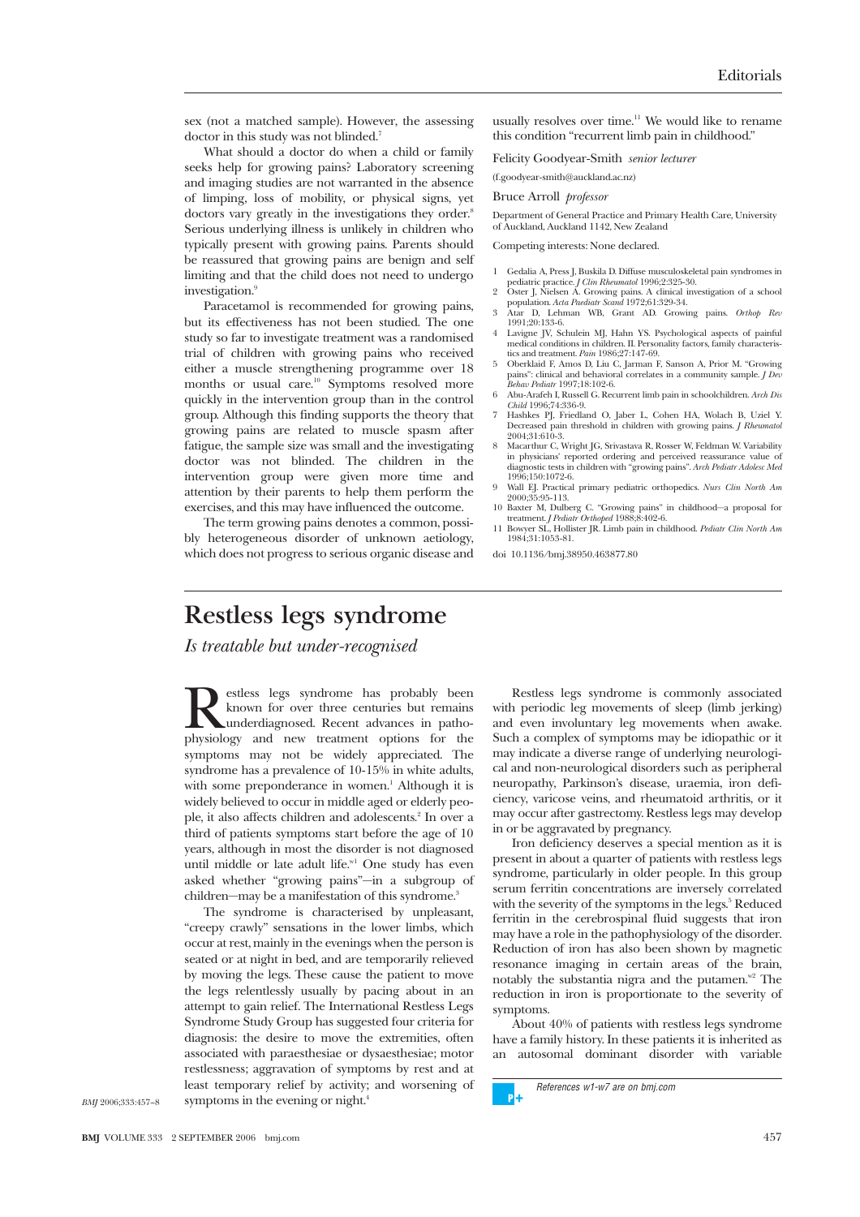sex (not a matched sample). However, the assessing doctor in this study was not blinded.[7]

What should a doctor do when a child or family seeks help for growing pains? Laboratory screening and imaging studies are not warranted in the absence of limping, loss of mobility, or physical signs, yet doctors vary greatly in the investigations they order.[8] Serious underlying illness is unlikely in children who typically present with growing pains. Parents should be reassured that growing pains are benign and self limiting and that the child does not need to undergo investigation.[9]

Paracetamol is recommended for growing pains, but its effectiveness has not been studied. The one study so far to investigate treatment was a randomised trial of children with growing pains who received either a muscle strengthening programme over 18 months or usual care.[10] Symptoms resolved more quickly in the intervention group than in the control group. Although this finding supports the theory that growing pains are related to muscle spasm after fatigue, the sample size was small and the investigating doctor was not blinded. The children in the intervention group were given more time and attention by their parents to help them perform the exercises, and this may have influenced the outcome.

The term growing pains denotes a common, possibly heterogeneous disorder of unknown aetiology, which does not progress to serious organic disease and usually resolves over time.[11] We would like to rename this condition "recurrent limb pain in childhood."

Felicity Goodyear-Smith *senior lecturer*

(f.goodyear-smith@auckland.ac.nz)

Bruce Arroll *professor*

Department of General Practice and Primary Health Care, University of Auckland, Auckland 1142, New Zealand

Competing interests: None declared.

1. Gedalia A, Press J, Buskila D. Diffuse musculoskeletal pain syndromes in pediatric practice. *J Clin Rheumatol* 1996;2:325-30.
2. Oster J, Nielsen A. Growing pains. A clinical investigation of a school population. *Acta Paediatr Scand* 1972;61:329-34.
3. Atar D, Lehman WB, Grant AD. Growing pains. *Orthop Rev* 1991;20:133-6.
4. Lavigne JV, Schulein MJ, Hahn YS. Psychological aspects of painful medical conditions in children. II. Personality factors, family characteristics and treatment. *Pain* 1986;27:147-69.
5. Oberklaid F, Amos D, Liu C, Jarman F, Sanson A, Prior M. "Growing pains": clinical and behavioral correlates in a community sample. *J Dev Behav Pediatr* 1997;18:102-6.
6. Abu-Arafeh I, Russell G. Recurrent limb pain in schoolchildren. *Arch Dis Child* 1996;74:336-9.
7. Hashkes PJ, Friedland O, Jaber L, Cohen HA, Wolach B, Uziel Y. Decreased pain threshold in children with growing pains. *J Rheumatol* 2004;31:610-3.
8. Macarthur C, Wright JG, Srivastava R, Rosser W, Feldman W. Variability in physicians' reported ordering and perceived reassurance value of diagnostic tests in children with "growing pains". *Arch Pediatr Adolesc Med* 1996;150:1072-6.
9. Wall EJ. Practical primary pediatric orthopedics. *Nurs Clin North Am* 2000;35:95-113.
10. Baxter M, Dulberg C. "Growing pains" in childhood—a proposal for treatment. *J Pediatr Orthoped* 1988;8:402-6.
11. Bowyer SL, Hollister JR. Limb pain in childhood. *Pediatr Clin North Am* 1984;31:1053-81.

doi 10.1136/bmj.38950.463877.80

# Restless legs syndrome

*Is treatable but under-recognised*

Restless legs syndrome has probably been known for over three centuries but remains underdiagnosed. Recent advances in pathophysiology and new treatment options for the symptoms may not be widely appreciated. The syndrome has a prevalence of 10-15% in white adults, with some preponderance in women.[1] Although it is widely believed to occur in middle aged or elderly people, it also affects children and adolescents.[2] In over a third of patients symptoms start before the age of 10 years, although in most the disorder is not diagnosed until middle or late adult life.[w1] One study has even asked whether "growing pains"—in a subgroup of children—may be a manifestation of this syndrome.[3]

The syndrome is characterised by unpleasant, "creepy crawly" sensations in the lower limbs, which occur at rest, mainly in the evenings when the person is seated or at night in bed, and are temporarily relieved by moving the legs. These cause the patient to move the legs relentlessly usually by pacing about in an attempt to gain relief. The International Restless Legs Syndrome Study Group has suggested four criteria for diagnosis: the desire to move the extremities, often associated with paraesthesiae or dysaesthesiae; motor restlessness; aggravation of symptoms by rest and at least temporary relief by activity; and worsening of symptoms in the evening or night.[4]

Restless legs syndrome is commonly associated with periodic leg movements of sleep (limb jerking) and even involuntary leg movements when awake. Such a complex of symptoms may be idiopathic or it may indicate a diverse range of underlying neurological and non-neurological disorders such as peripheral neuropathy, Parkinson's disease, uraemia, iron deficiency, varicose veins, and rheumatoid arthritis, or it may occur after gastrectomy. Restless legs may develop in or be aggravated by pregnancy.

Iron deficiency deserves a special mention as it is present in about a quarter of patients with restless legs syndrome, particularly in older people. In this group serum ferritin concentrations are inversely correlated with the severity of the symptoms in the legs.[5] Reduced ferritin in the cerebrospinal fluid suggests that iron may have a role in the pathophysiology of the disorder. Reduction of iron has also been shown by magnetic resonance imaging in certain areas of the brain, notably the substantia nigra and the putamen.[w2] The reduction in iron is proportionate to the severity of symptoms.

About 40% of patients with restless legs syndrome have a family history. In these patients it is inherited as an autosomal dominant disorder with variable

*References w1-w7 are on bmj.com*

BMJ 2006;333:457–8